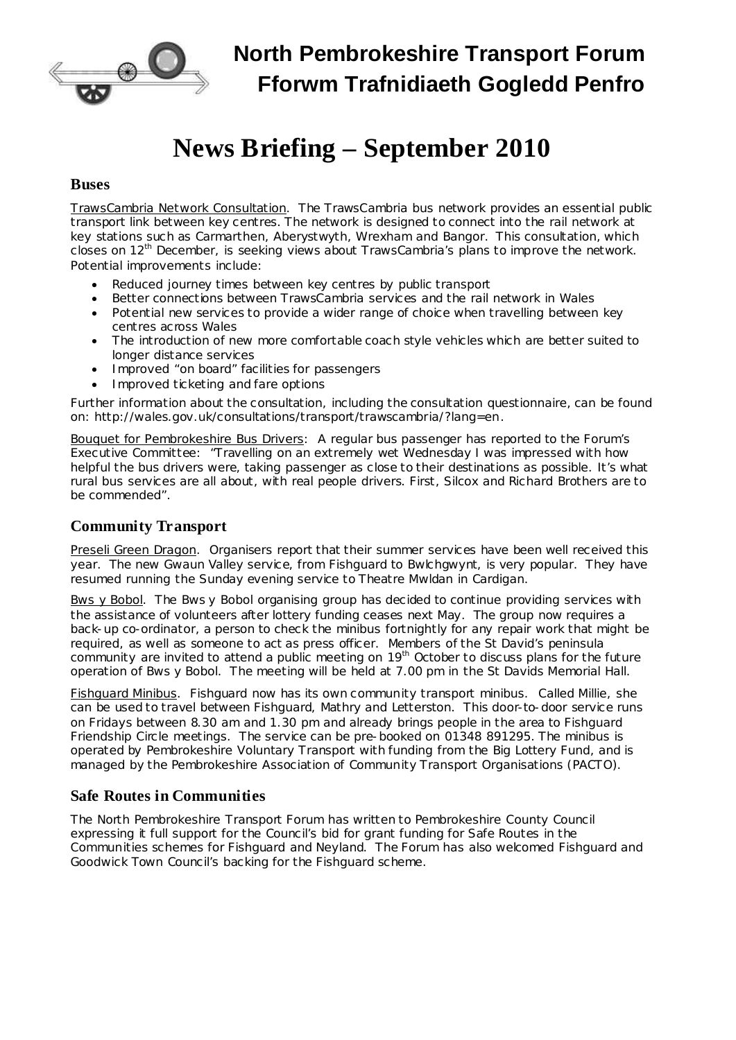# North Pembrokeshire Transport Forum
# Fforwm Trafnidiaeth Gogledd Penfro

# News Briefing – September 2010

## Buses

TrawsCambria Network Consultation. The TrawsCambria bus network provides an essential public transport link between key centres. The network is designed to connect into the rail network at key stations such as Carmarthen, Aberystwyth, Wrexham and Bangor. This consultation, which closes on 12th December, is seeking views about TrawsCambria's plans to improve the network. Potential improvements include:

- Reduced journey times between key centres by public transport
- Better connections between TrawsCambria services and the rail network in Wales
- Potential new services to provide a wider range of choice when travelling between key centres across Wales
- The introduction of new more comfortable coach style vehicles which are better suited to longer distance services
- Improved "on board" facilities for passengers
- Improved ticketing and fare options

Further information about the consultation, including the consultation questionnaire, can be found on: http://wales.gov.uk/consultations/transport/trawscambria/?lang=en.

Bouquet for Pembrokeshire Bus Drivers: A regular bus passenger has reported to the Forum's Executive Committee: "Travelling on an extremely wet Wednesday I was impressed with how helpful the bus drivers were, taking passenger as close to their destinations as possible. It's what rural bus services are all about, with real people drivers. First, Silcox and Richard Brothers are to be commended".

## Community Transport

Preseli Green Dragon. Organisers report that their summer services have been well received this year. The new Gwaun Valley service, from Fishguard to Bwlchgwynt, is very popular. They have resumed running the Sunday evening service to Theatre Mwldan in Cardigan.

Bws y Bobol. The Bws y Bobol organising group has decided to continue providing services with the assistance of volunteers after lottery funding ceases next May. The group now requires a back-up co-ordinator, a person to check the minibus fortnightly for any repair work that might be required, as well as someone to act as press officer. Members of the St David's peninsula community are invited to attend a public meeting on 19th October to discuss plans for the future operation of Bws y Bobol. The meeting will be held at 7.00 pm in the St Davids Memorial Hall.

Fishguard Minibus. Fishguard now has its own community transport minibus. Called Millie, she can be used to travel between Fishguard, Mathry and Letterston. This door-to-door service runs on Fridays between 8.30 am and 1.30 pm and already brings people in the area to Fishguard Friendship Circle meetings. The service can be pre-booked on 01348 891295. The minibus is operated by Pembrokeshire Voluntary Transport with funding from the Big Lottery Fund, and is managed by the Pembrokeshire Association of Community Transport Organisations (PACTO).

## Safe Routes in Communities

The North Pembrokeshire Transport Forum has written to Pembrokeshire County Council expressing it full support for the Council's bid for grant funding for Safe Routes in the Communities schemes for Fishguard and Neyland. The Forum has also welcomed Fishguard and Goodwick Town Council's backing for the Fishguard scheme.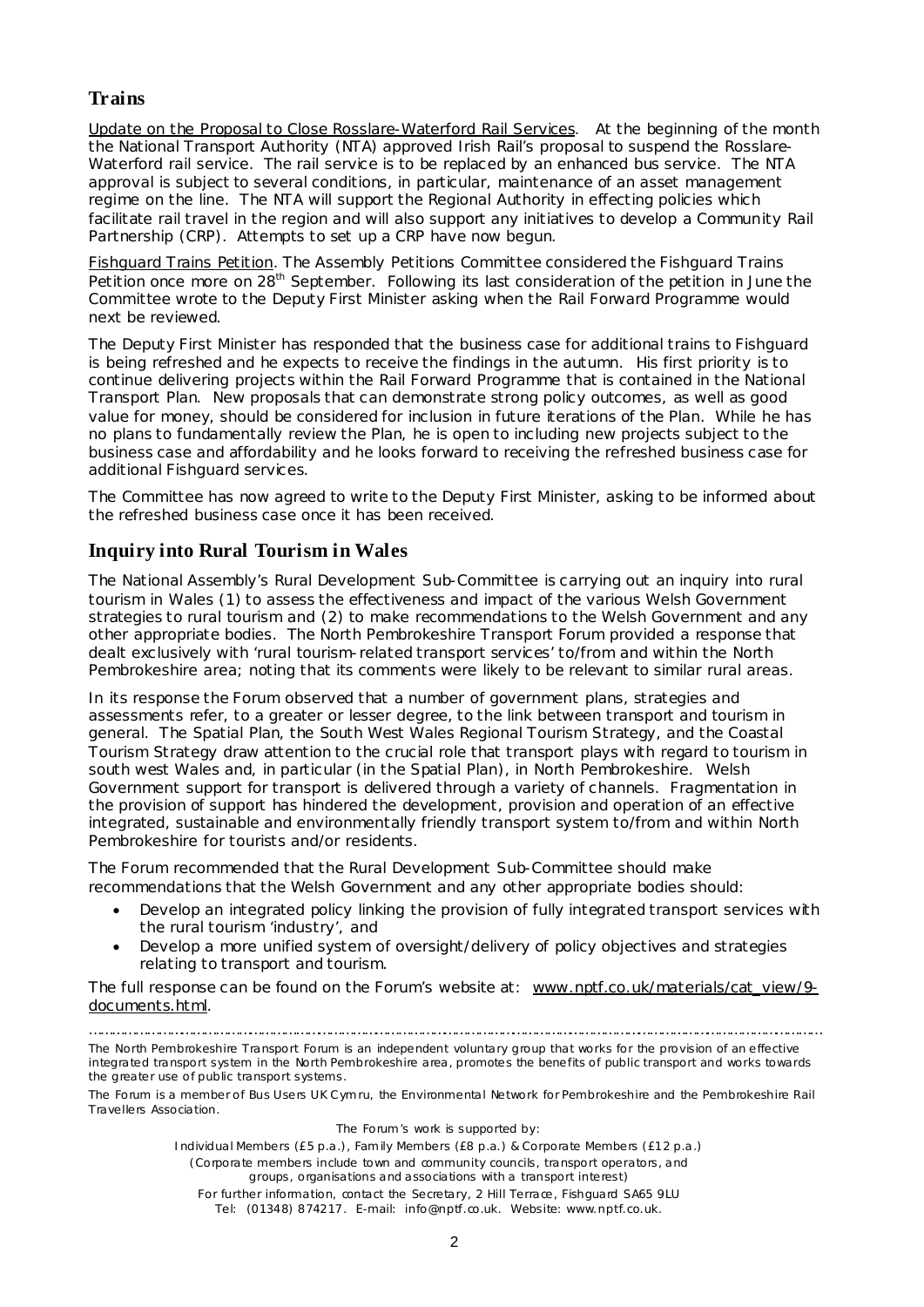## Trains

Update on the Proposal to Close Rosslare-Waterford Rail Services. At the beginning of the month the National Transport Authority (NTA) approved Irish Rail's proposal to suspend the Rosslare-Waterford rail service. The rail service is to be replaced by an enhanced bus service. The NTA approval is subject to several conditions, in particular, maintenance of an asset management regime on the line. The NTA will support the Regional Authority in effecting policies which facilitate rail travel in the region and will also support any initiatives to develop a Community Rail Partnership (CRP). Attempts to set up a CRP have now begun.

Fishguard Trains Petition. The Assembly Petitions Committee considered the Fishguard Trains Petition once more on 28th September. Following its last consideration of the petition in June the Committee wrote to the Deputy First Minister asking when the Rail Forward Programme would next be reviewed.

The Deputy First Minister has responded that the business case for additional trains to Fishguard is being refreshed and he expects to receive the findings in the autumn. His first priority is to continue delivering projects within the Rail Forward Programme that is contained in the National Transport Plan. New proposals that can demonstrate strong policy outcomes, as well as good value for money, should be considered for inclusion in future iterations of the Plan. While he has no plans to fundamentally review the Plan, he is open to including new projects subject to the business case and affordability and he looks forward to receiving the refreshed business case for additional Fishguard services.

The Committee has now agreed to write to the Deputy First Minister, asking to be informed about the refreshed business case once it has been received.

## Inquiry into Rural Tourism in Wales

The National Assembly's Rural Development Sub-Committee is carrying out an inquiry into rural tourism in Wales (1) to assess the effectiveness and impact of the various Welsh Government strategies to rural tourism and (2) to make recommendations to the Welsh Government and any other appropriate bodies. The North Pembrokeshire Transport Forum provided a response that dealt exclusively with 'rural tourism-related transport services' to/from and within the North Pembrokeshire area; noting that its comments were likely to be relevant to similar rural areas.

In its response the Forum observed that a number of government plans, strategies and assessments refer, to a greater or lesser degree, to the link between transport and tourism in general. The Spatial Plan, the South West Wales Regional Tourism Strategy, and the Coastal Tourism Strategy draw attention to the crucial role that transport plays with regard to tourism in south west Wales and, in particular (in the Spatial Plan), in North Pembrokeshire. Welsh Government support for transport is delivered through a variety of channels. Fragmentation in the provision of support has hindered the development, provision and operation of an effective integrated, sustainable and environmentally friendly transport system to/from and within North Pembrokeshire for tourists and/or residents.

The Forum recommended that the Rural Development Sub-Committee should make recommendations that the Welsh Government and any other appropriate bodies should:

- Develop an integrated policy linking the provision of fully integrated transport services with the rural tourism 'industry', and
- Develop a more unified system of oversight/delivery of policy objectives and strategies relating to transport and tourism.

The full response can be found on the Forum's website at: www.nptf.co.uk/materials/cat_view/9-documents.html.

---

The North Pembrokeshire Transport Forum is an independent voluntary group that works for the provision of an effective integrated transport system in the North Pembrokeshire area, promotes the benefits of public transport and works towards the greater use of public transport systems.

The Forum is a member of Bus Users UK Cymru, the Environmental Network for Pembrokeshire and the Pembrokeshire Rail Travellers Association.

The Forum's work is supported by:

Individual Members (£5 p.a.), Family Members (£8 p.a.) & Corporate Members (£12 p.a.)

(Corporate members include town and community councils, transport operators, and groups, organisations and associations with a transport interest)

For further information, contact the Secretary, 2 Hill Terrace, Fishguard SA65 9LU

Tel: (01348) 874217. E-mail: info@nptf.co.uk. Website: www.nptf.co.uk.